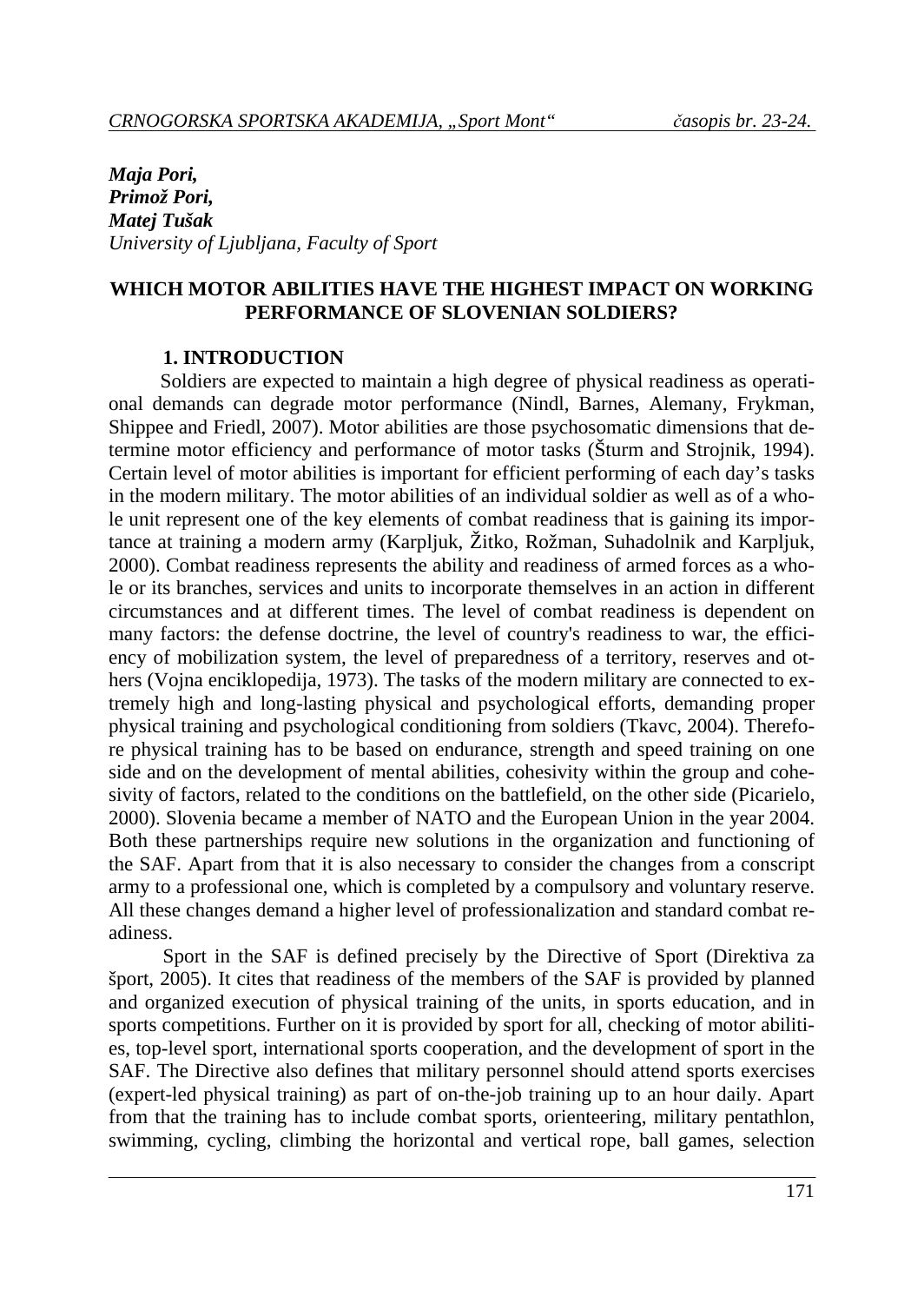*Maja Pori,*
*Primož Pori,*
*Matej Tušak*
*University of Ljubljana, Faculty of Sport*

# WHICH MOTOR ABILITIES HAVE THE HIGHEST IMPACT ON WORKING PERFORMANCE OF SLOVENIAN SOLDIERS?

## 1. INTRODUCTION

Soldiers are expected to maintain a high degree of physical readiness as operational demands can degrade motor performance (Nindl, Barnes, Alemany, Frykman, Shippee and Friedl, 2007). Motor abilities are those psychosomatic dimensions that determine motor efficiency and performance of motor tasks (Šturm and Strojnik, 1994). Certain level of motor abilities is important for efficient performing of each day's tasks in the modern military. The motor abilities of an individual soldier as well as of a whole unit represent one of the key elements of combat readiness that is gaining its importance at training a modern army (Karpljuk, Žitko, Rožman, Suhadolnik and Karpljuk, 2000). Combat readiness represents the ability and readiness of armed forces as a whole or its branches, services and units to incorporate themselves in an action in different circumstances and at different times. The level of combat readiness is dependent on many factors: the defense doctrine, the level of country's readiness to war, the efficiency of mobilization system, the level of preparedness of a territory, reserves and others (Vojna enciklopedija, 1973). The tasks of the modern military are connected to extremely high and long-lasting physical and psychological efforts, demanding proper physical training and psychological conditioning from soldiers (Tkavc, 2004). Therefore physical training has to be based on endurance, strength and speed training on one side and on the development of mental abilities, cohesivity within the group and cohesivity of factors, related to the conditions on the battlefield, on the other side (Picarielo, 2000). Slovenia became a member of NATO and the European Union in the year 2004. Both these partnerships require new solutions in the organization and functioning of the SAF. Apart from that it is also necessary to consider the changes from a conscript army to a professional one, which is completed by a compulsory and voluntary reserve. All these changes demand a higher level of professionalization and standard combat readiness.

Sport in the SAF is defined precisely by the Directive of Sport (Direktiva za šport, 2005). It cites that readiness of the members of the SAF is provided by planned and organized execution of physical training of the units, in sports education, and in sports competitions. Further on it is provided by sport for all, checking of motor abilities, top-level sport, international sports cooperation, and the development of sport in the SAF. The Directive also defines that military personnel should attend sports exercises (expert-led physical training) as part of on-the-job training up to an hour daily. Apart from that the training has to include combat sports, orienteering, military pentathlon, swimming, cycling, climbing the horizontal and vertical rope, ball games, selection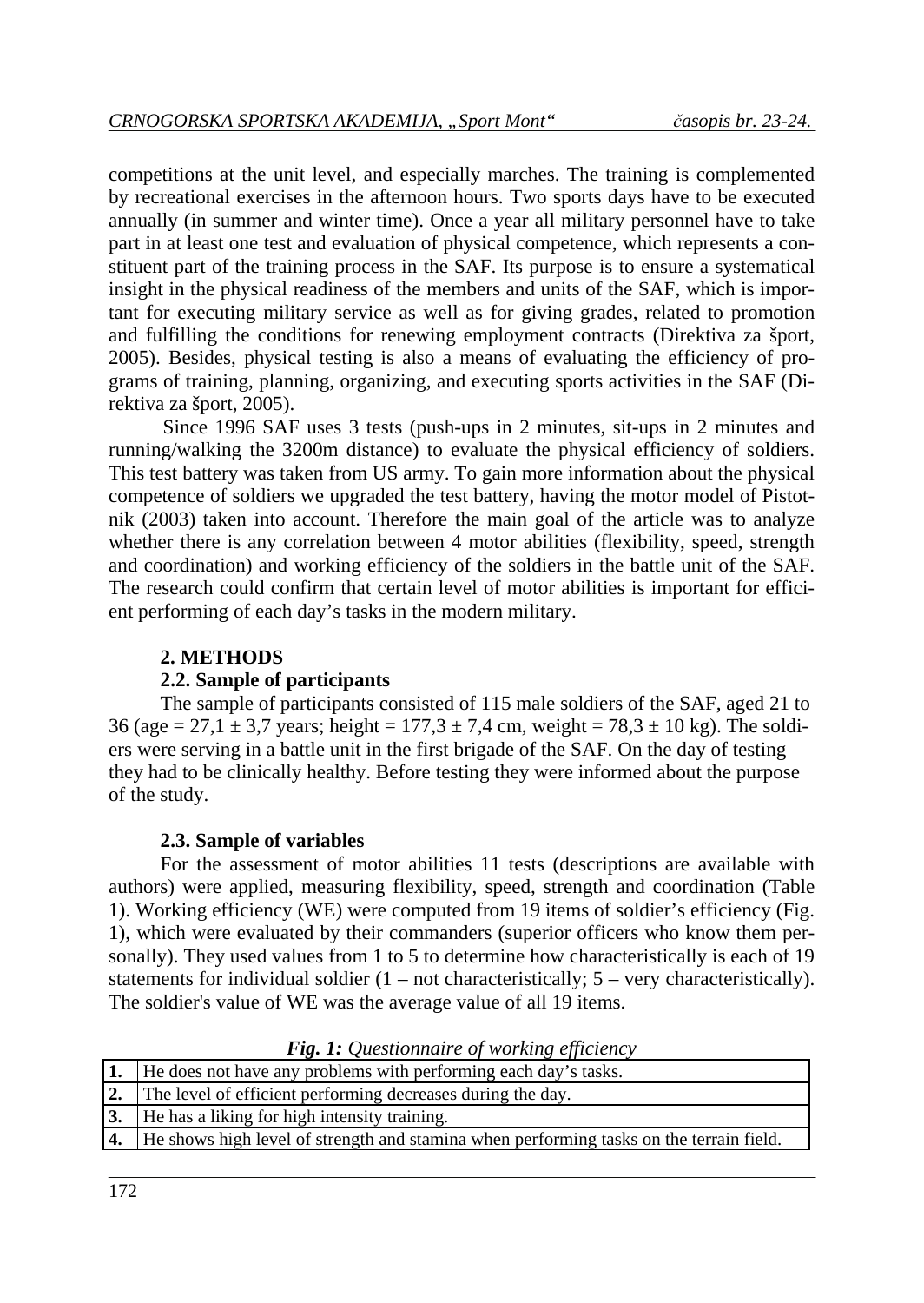competitions at the unit level, and especially marches. The training is complemented by recreational exercises in the afternoon hours. Two sports days have to be executed annually (in summer and winter time). Once a year all military personnel have to take part in at least one test and evaluation of physical competence, which represents a constituent part of the training process in the SAF. Its purpose is to ensure a systematical insight in the physical readiness of the members and units of the SAF, which is important for executing military service as well as for giving grades, related to promotion and fulfilling the conditions for renewing employment contracts (Direktiva za šport, 2005). Besides, physical testing is also a means of evaluating the efficiency of programs of training, planning, organizing, and executing sports activities in the SAF (Direktiva za šport, 2005).

Since 1996 SAF uses 3 tests (push-ups in 2 minutes, sit-ups in 2 minutes and running/walking the 3200m distance) to evaluate the physical efficiency of soldiers. This test battery was taken from US army. To gain more information about the physical competence of soldiers we upgraded the test battery, having the motor model of Pistotnik (2003) taken into account. Therefore the main goal of the article was to analyze whether there is any correlation between 4 motor abilities (flexibility, speed, strength and coordination) and working efficiency of the soldiers in the battle unit of the SAF. The research could confirm that certain level of motor abilities is important for efficient performing of each day's tasks in the modern military.

## 2. METHODS

### 2.2. Sample of participants

The sample of participants consisted of 115 male soldiers of the SAF, aged 21 to 36 (age = 27,1 ± 3,7 years; height = 177,3 ± 7,4 cm, weight = 78,3 ± 10 kg). The soldiers were serving in a battle unit in the first brigade of the SAF. On the day of testing they had to be clinically healthy. Before testing they were informed about the purpose of the study.

### 2.3. Sample of variables

For the assessment of motor abilities 11 tests (descriptions are available with authors) were applied, measuring flexibility, speed, strength and coordination (Table 1). Working efficiency (WE) were computed from 19 items of soldier's efficiency (Fig. 1), which were evaluated by their commanders (superior officers who know them personally). They used values from 1 to 5 to determine how characteristically is each of 19 statements for individual soldier (1 – not characteristically; 5 – very characteristically). The soldier's value of WE was the average value of all 19 items.

***Fig. 1:*** *Questionnaire of working efficiency*

| | |
|---|---|
| **1.** | He does not have any problems with performing each day's tasks. |
| **2.** | The level of efficient performing decreases during the day. |
| **3.** | He has a liking for high intensity training. |
| **4.** | He shows high level of strength and stamina when performing tasks on the terrain field. |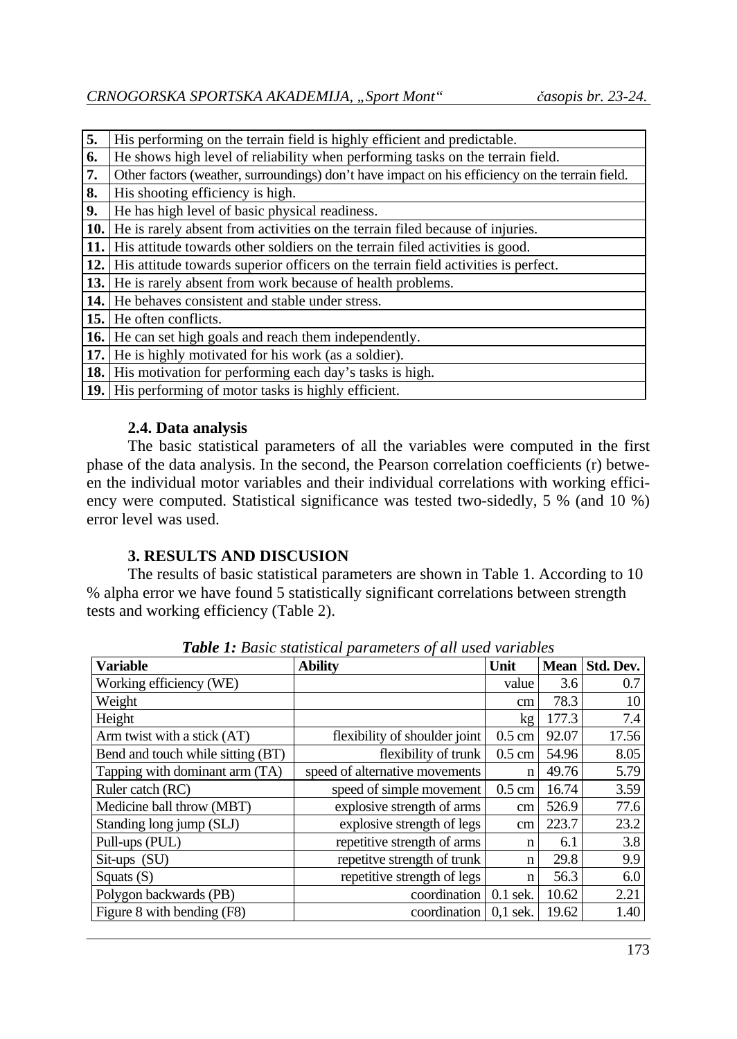| | |
|---|---|
| **5.** | His performing on the terrain field is highly efficient and predictable. |
| **6.** | He shows high level of reliability when performing tasks on the terrain field. |
| **7.** | Other factors (weather, surroundings) don't have impact on his efficiency on the terrain field. |
| **8.** | His shooting efficiency is high. |
| **9.** | He has high level of basic physical readiness. |
| **10.** | He is rarely absent from activities on the terrain filed because of injuries. |
| **11.** | His attitude towards other soldiers on the terrain filed activities is good. |
| **12.** | His attitude towards superior officers on the terrain field activities is perfect. |
| **13.** | He is rarely absent from work because of health problems. |
| **14.** | He behaves consistent and stable under stress. |
| **15.** | He often conflicts. |
| **16.** | He can set high goals and reach them independently. |
| **17.** | He is highly motivated for his work (as a soldier). |
| **18.** | His motivation for performing each day's tasks is high. |
| **19.** | His performing of motor tasks is highly efficient. |

### 2.4. Data analysis

The basic statistical parameters of all the variables were computed in the first phase of the data analysis. In the second, the Pearson correlation coefficients (r) between the individual motor variables and their individual correlations with working efficiency were computed. Statistical significance was tested two-sidedly, 5 % (and 10 %) error level was used.

## 3. RESULTS AND DISCUSION

The results of basic statistical parameters are shown in Table 1. According to 10 % alpha error we have found 5 statistically significant correlations between strength tests and working efficiency (Table 2).

***Table 1:*** *Basic statistical parameters of all used variables*

| Variable | Ability | Unit | Mean | Std. Dev. |
|---|---|---|---|---|
| Working efficiency (WE) | | value | 3.6 | 0.7 |
| Weight | | cm | 78.3 | 10 |
| Height | | kg | 177.3 | 7.4 |
| Arm twist with a stick (AT) | flexibility of shoulder joint | 0.5 cm | 92.07 | 17.56 |
| Bend and touch while sitting (BT) | flexibility of trunk | 0.5 cm | 54.96 | 8.05 |
| Tapping with dominant arm (TA) | speed of alternative movements | n | 49.76 | 5.79 |
| Ruler catch (RC) | speed of simple movement | 0.5 cm | 16.74 | 3.59 |
| Medicine ball throw (MBT) | explosive strength of arms | cm | 526.9 | 77.6 |
| Standing long jump (SLJ) | explosive strength of legs | cm | 223.7 | 23.2 |
| Pull-ups (PUL) | repetitive strength of arms | n | 6.1 | 3.8 |
| Sit-ups (SU) | repetitve strength of trunk | n | 29.8 | 9.9 |
| Squats (S) | repetitive strength of legs | n | 56.3 | 6.0 |
| Polygon backwards (PB) | coordination | 0.1 sek. | 10.62 | 2.21 |
| Figure 8 with bending (F8) | coordination | 0,1 sek. | 19.62 | 1.40 |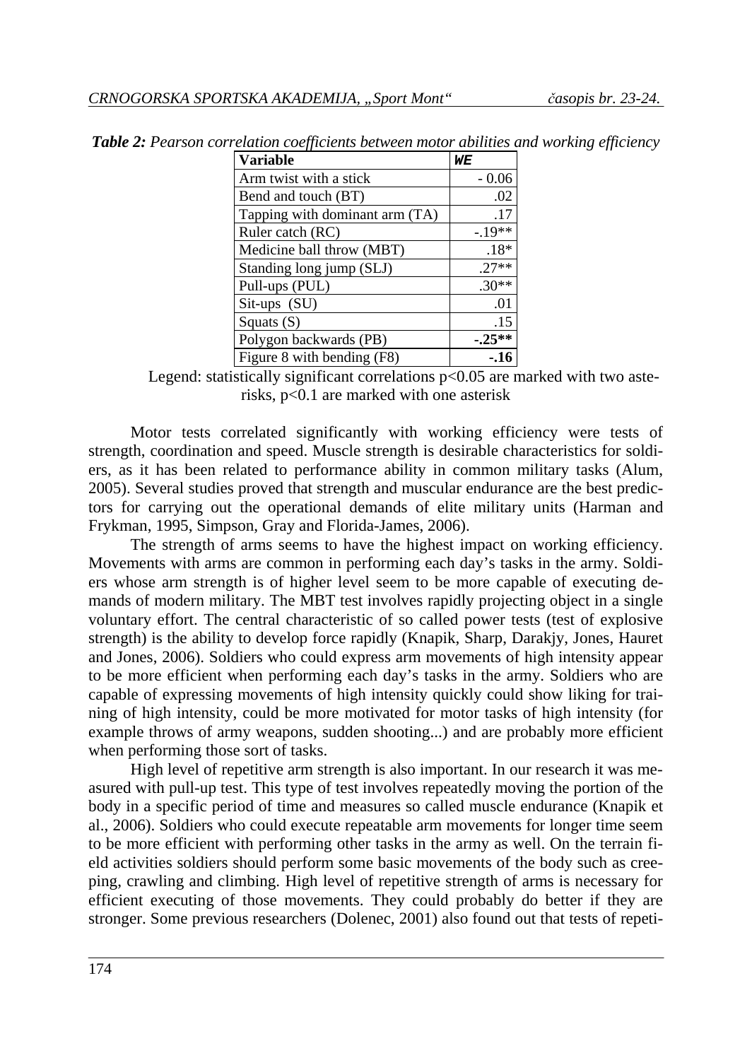***Table 2:*** *Pearson correlation coefficients between motor abilities and working efficiency*

| **Variable** | ***WE*** |
|---|---|
| Arm twist with a stick | - 0.06 |
| Bend and touch (BT) | .02 |
| Tapping with dominant arm (TA) | .17 |
| Ruler catch (RC) | -.19** |
| Medicine ball throw (MBT) | .18* |
| Standing long jump (SLJ) | .27** |
| Pull-ups (PUL) | .30** |
| Sit-ups (SU) | .01 |
| Squats (S) | .15 |
| Polygon backwards (PB) | **-.25**** |
| Figure 8 with bending (F8) | **-.16** |

Legend: statistically significant correlations $p<0.05$ are marked with two asterisks, $p<0.1$ are marked with one asterisk

Motor tests correlated significantly with working efficiency were tests of strength, coordination and speed. Muscle strength is desirable characteristics for soldiers, as it has been related to performance ability in common military tasks (Alum, 2005). Several studies proved that strength and muscular endurance are the best predictors for carrying out the operational demands of elite military units (Harman and Frykman, 1995, Simpson, Gray and Florida-James, 2006).

The strength of arms seems to have the highest impact on working efficiency. Movements with arms are common in performing each day's tasks in the army. Soldiers whose arm strength is of higher level seem to be more capable of executing demands of modern military. The MBT test involves rapidly projecting object in a single voluntary effort. The central characteristic of so called power tests (test of explosive strength) is the ability to develop force rapidly (Knapik, Sharp, Darakjy, Jones, Hauret and Jones, 2006). Soldiers who could express arm movements of high intensity appear to be more efficient when performing each day's tasks in the army. Soldiers who are capable of expressing movements of high intensity quickly could show liking for training of high intensity, could be more motivated for motor tasks of high intensity (for example throws of army weapons, sudden shooting...) and are probably more efficient when performing those sort of tasks.

High level of repetitive arm strength is also important. In our research it was measured with pull-up test. This type of test involves repeatedly moving the portion of the body in a specific period of time and measures so called muscle endurance (Knapik et al., 2006). Soldiers who could execute repeatable arm movements for longer time seem to be more efficient with performing other tasks in the army as well. On the terrain field activities soldiers should perform some basic movements of the body such as creeping, crawling and climbing. High level of repetitive strength of arms is necessary for efficient executing of those movements. They could probably do better if they are stronger. Some previous researchers (Dolenec, 2001) also found out that tests of repeti-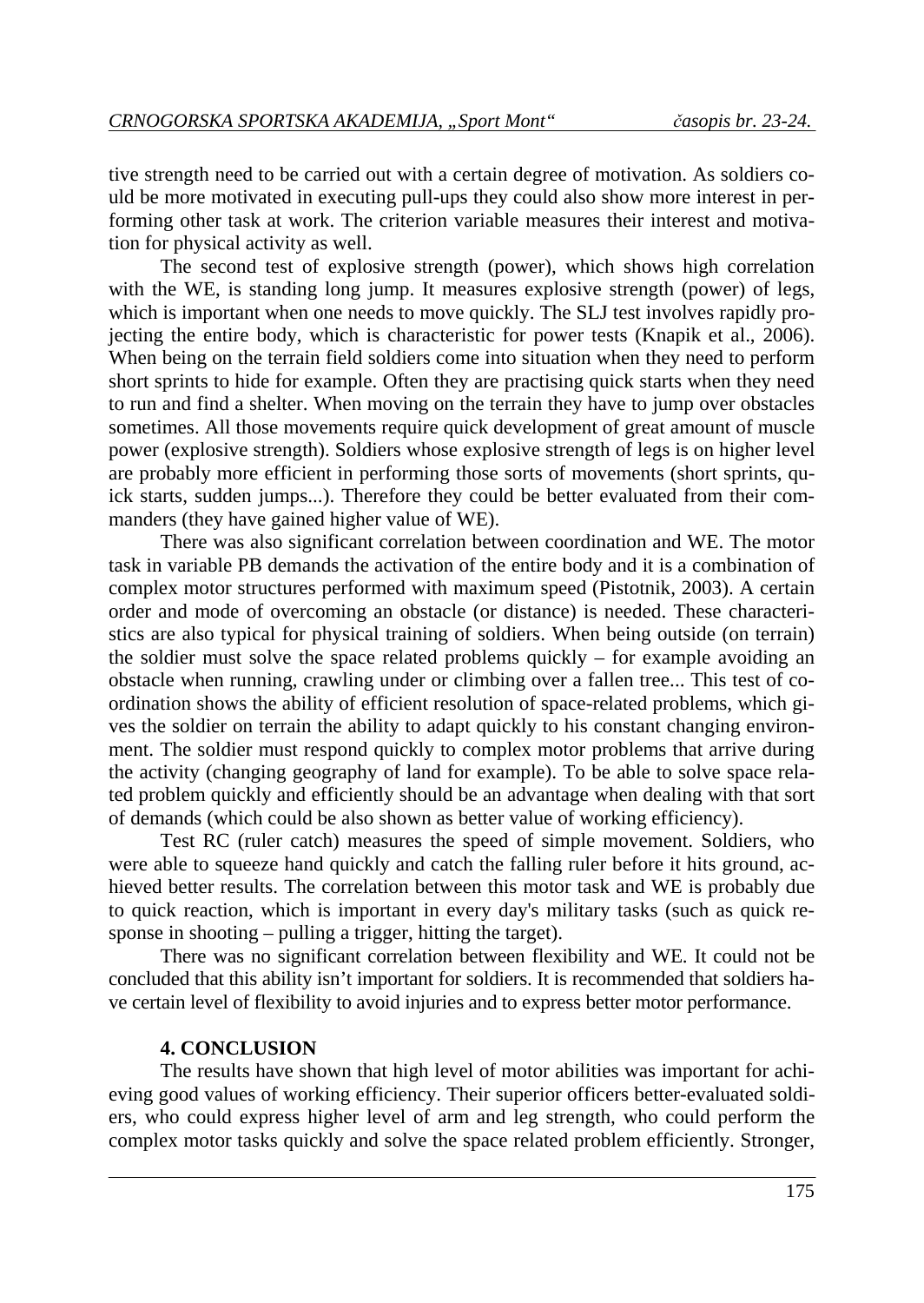tive strength need to be carried out with a certain degree of motivation. As soldiers could be more motivated in executing pull-ups they could also show more interest in performing other task at work. The criterion variable measures their interest and motivation for physical activity as well.

The second test of explosive strength (power), which shows high correlation with the WE, is standing long jump. It measures explosive strength (power) of legs, which is important when one needs to move quickly. The SLJ test involves rapidly projecting the entire body, which is characteristic for power tests (Knapik et al., 2006). When being on the terrain field soldiers come into situation when they need to perform short sprints to hide for example. Often they are practising quick starts when they need to run and find a shelter. When moving on the terrain they have to jump over obstacles sometimes. All those movements require quick development of great amount of muscle power (explosive strength). Soldiers whose explosive strength of legs is on higher level are probably more efficient in performing those sorts of movements (short sprints, quick starts, sudden jumps...). Therefore they could be better evaluated from their commanders (they have gained higher value of WE).

There was also significant correlation between coordination and WE. The motor task in variable PB demands the activation of the entire body and it is a combination of complex motor structures performed with maximum speed (Pistotnik, 2003). A certain order and mode of overcoming an obstacle (or distance) is needed. These characteristics are also typical for physical training of soldiers. When being outside (on terrain) the soldier must solve the space related problems quickly – for example avoiding an obstacle when running, crawling under or climbing over a fallen tree... This test of coordination shows the ability of efficient resolution of space-related problems, which gives the soldier on terrain the ability to adapt quickly to his constant changing environment. The soldier must respond quickly to complex motor problems that arrive during the activity (changing geography of land for example). To be able to solve space related problem quickly and efficiently should be an advantage when dealing with that sort of demands (which could be also shown as better value of working efficiency).

Test RC (ruler catch) measures the speed of simple movement. Soldiers, who were able to squeeze hand quickly and catch the falling ruler before it hits ground, achieved better results. The correlation between this motor task and WE is probably due to quick reaction, which is important in every day's military tasks (such as quick response in shooting – pulling a trigger, hitting the target).

There was no significant correlation between flexibility and WE. It could not be concluded that this ability isn't important for soldiers. It is recommended that soldiers have certain level of flexibility to avoid injuries and to express better motor performance.

## 4. CONCLUSION

The results have shown that high level of motor abilities was important for achieving good values of working efficiency. Their superior officers better-evaluated soldiers, who could express higher level of arm and leg strength, who could perform the complex motor tasks quickly and solve the space related problem efficiently. Stronger,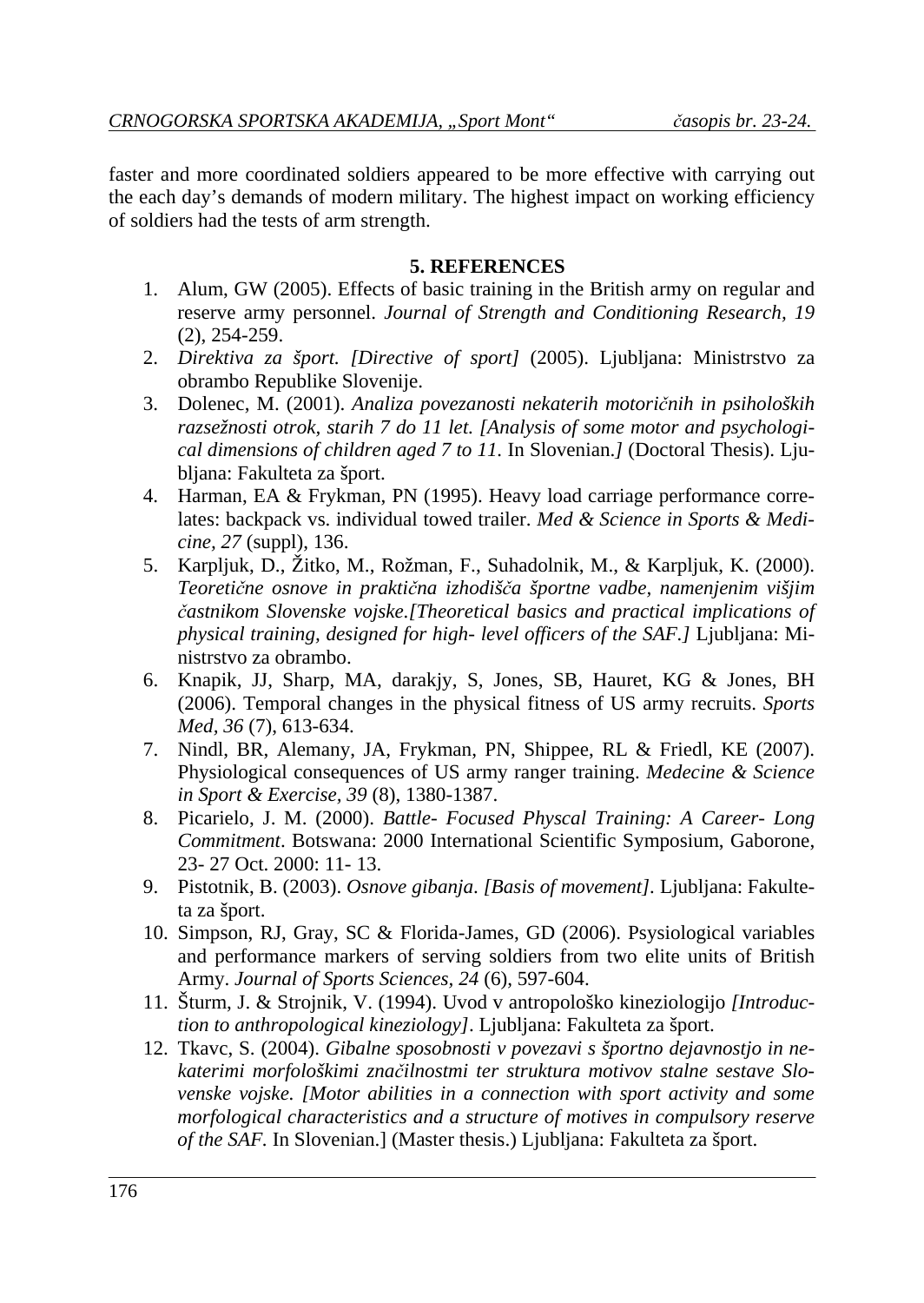faster and more coordinated soldiers appeared to be more effective with carrying out the each day's demands of modern military. The highest impact on working efficiency of soldiers had the tests of arm strength.

## 5. REFERENCES

1. Alum, GW (2005). Effects of basic training in the British army on regular and reserve army personnel. *Journal of Strength and Conditioning Research, 19* (2), 254-259.
2. *Direktiva za šport. [Directive of sport]* (2005). Ljubljana: Ministrstvo za obrambo Republike Slovenije.
3. Dolenec, M. (2001). *Analiza povezanosti nekaterih motoričnih in psiholoških razsežnosti otrok, starih 7 do 11 let. [Analysis of some motor and psychological dimensions of children aged 7 to 11.* In Slovenian.*]* (Doctoral Thesis). Ljubljana: Fakulteta za šport.
4. Harman, EA & Frykman, PN (1995). Heavy load carriage performance correlates: backpack vs. individual towed trailer. *Med & Science in Sports & Medicine, 27* (suppl), 136.
5. Karpljuk, D., Žitko, M., Rožman, F., Suhadolnik, M., & Karpljuk, K. (2000). *Teoretične osnove in praktična izhodišča športne vadbe, namenjenim višjim častnikom Slovenske vojske.[Theoretical basics and practical implications of physical training, designed for high- level officers of the SAF.]* Ljubljana: Ministrstvo za obrambo.
6. Knapik, JJ, Sharp, MA, darakjy, S, Jones, SB, Hauret, KG & Jones, BH (2006). Temporal changes in the physical fitness of US army recruits. *Sports Med, 36* (7), 613-634.
7. Nindl, BR, Alemany, JA, Frykman, PN, Shippee, RL & Friedl, KE (2007). Physiological consequences of US army ranger training. *Medecine & Science in Sport & Exercise, 39* (8), 1380-1387.
8. Picarielo, J. M. (2000). *Battle- Focused Physcal Training: A Career- Long Commitment*. Botswana: 2000 International Scientific Symposium, Gaborone, 23- 27 Oct. 2000: 11- 13.
9. Pistotnik, B. (2003). *Osnove gibanja. [Basis of movement]*. Ljubljana: Fakulteta za šport.
10. Simpson, RJ, Gray, SC & Florida-James, GD (2006). Psysiological variables and performance markers of serving soldiers from two elite units of British Army. *Journal of Sports Sciences, 24* (6), 597-604.
11. Šturm, J. & Strojnik, V. (1994). Uvod v antropološko kineziologijo *[Introduction to anthropological kineziology]*. Ljubljana: Fakulteta za šport.
12. Tkavc, S. (2004). *Gibalne sposobnosti v povezavi s športno dejavnostjo in nekaterimi morfološkimi značilnostmi ter struktura motivov stalne sestave Slovenske vojske. [Motor abilities in a connection with sport activity and some morfological characteristics and a structure of motives in compulsory reserve of the SAF.* In Slovenian.] (Master thesis.) Ljubljana: Fakulteta za šport.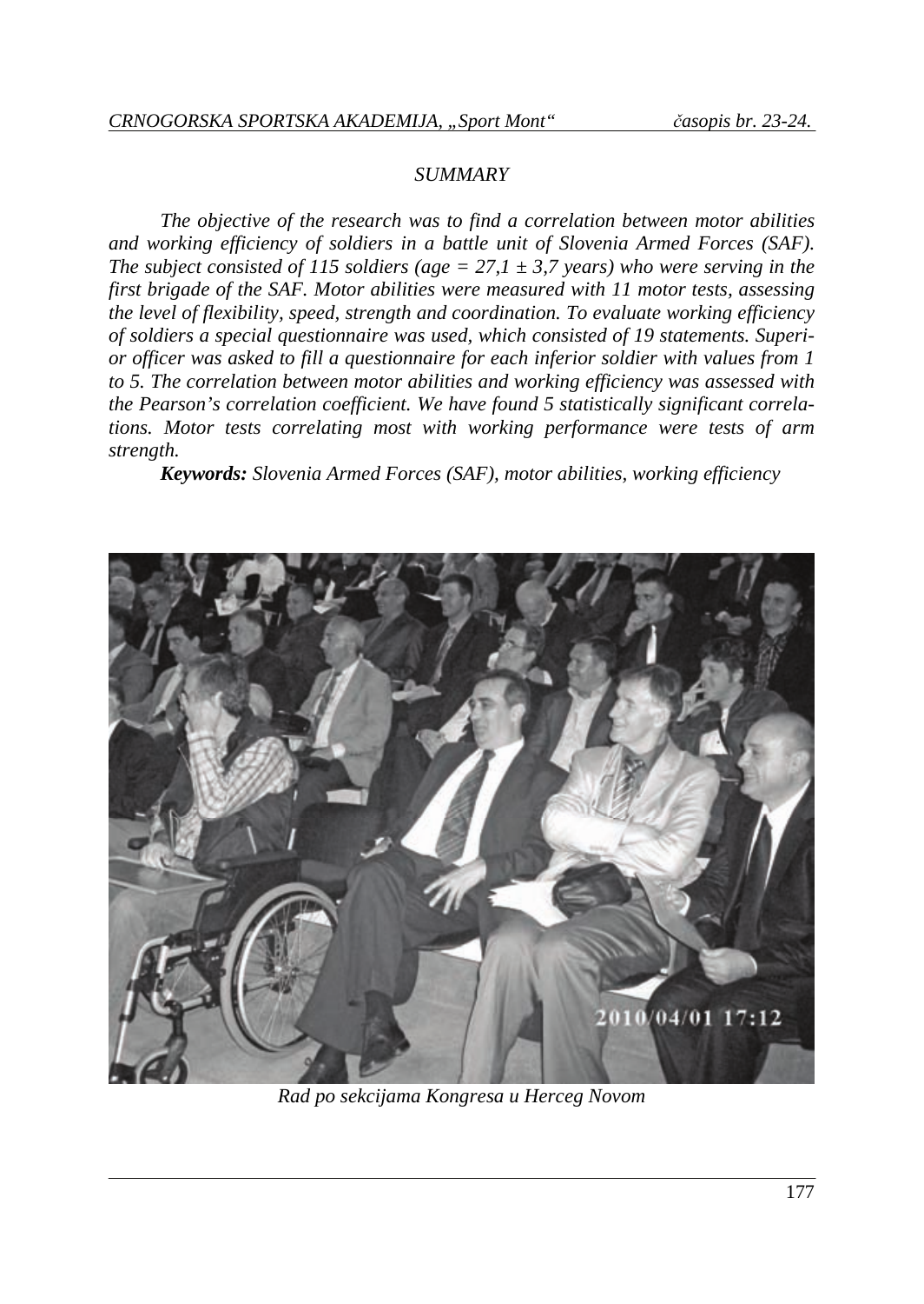*SUMMARY*

*The objective of the research was to find a correlation between motor abilities and working efficiency of soldiers in a battle unit of Slovenia Armed Forces (SAF). The subject consisted of 115 soldiers (age = 27,1 ± 3,7 years) who were serving in the first brigade of the SAF. Motor abilities were measured with 11 motor tests, assessing the level of flexibility, speed, strength and coordination. To evaluate working efficiency of soldiers a special questionnaire was used, which consisted of 19 statements. Superior officer was asked to fill a questionnaire for each inferior soldier with values from 1 to 5. The correlation between motor abilities and working efficiency was assessed with the Pearson's correlation coefficient. We have found 5 statistically significant correlations. Motor tests correlating most with working performance were tests of arm strength.*

***Keywords:*** *Slovenia Armed Forces (SAF), motor abilities, working efficiency*

*Rad po sekcijama Kongresa u Herceg Novom*